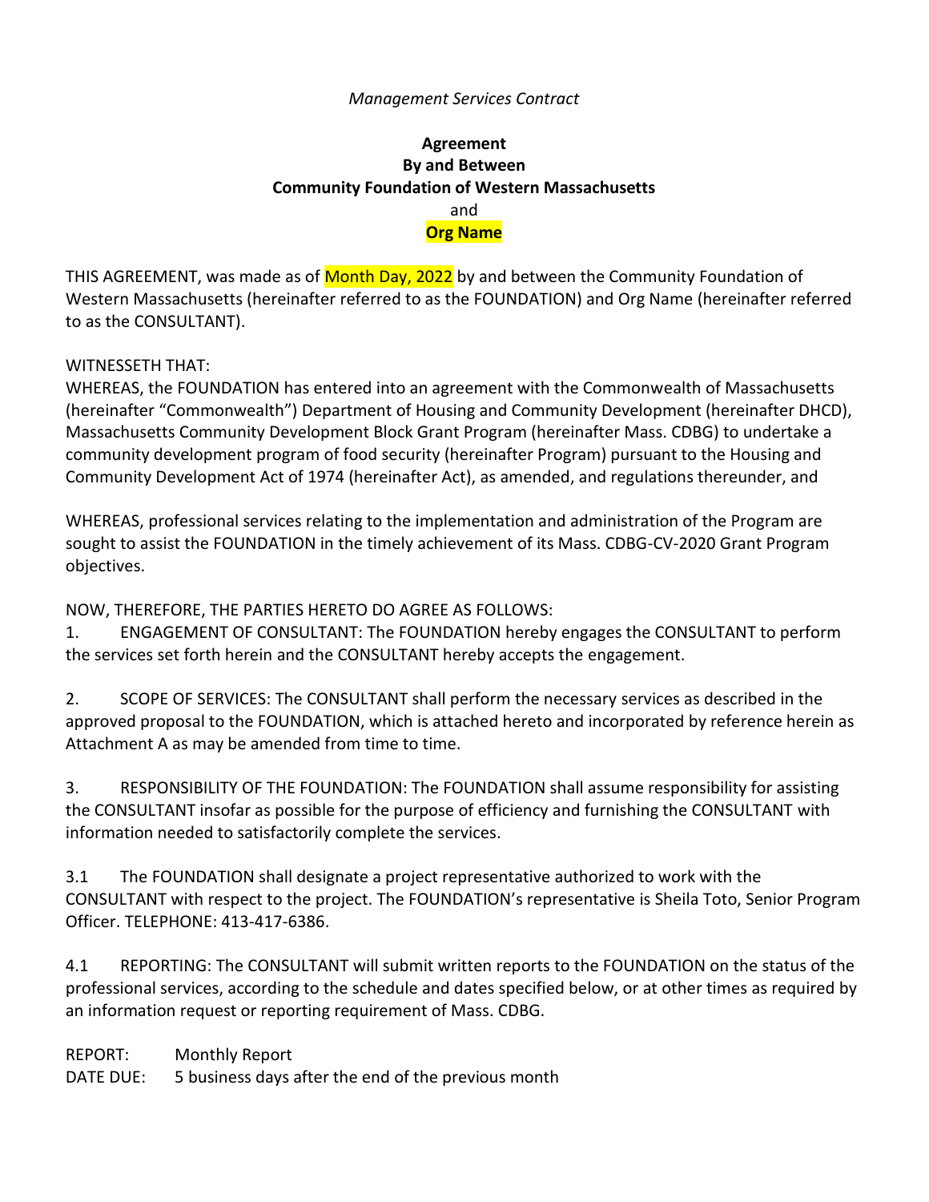*Management Services Contract*

**Agreement**
**By and Between**
**Community Foundation of Western Massachusetts**
and
**Org Name**

THIS AGREEMENT, was made as of Month Day, 2022 by and between the Community Foundation of Western Massachusetts (hereinafter referred to as the FOUNDATION) and Org Name (hereinafter referred to as the CONSULTANT).

WITNESSETH THAT:
WHEREAS, the FOUNDATION has entered into an agreement with the Commonwealth of Massachusetts (hereinafter "Commonwealth") Department of Housing and Community Development (hereinafter DHCD), Massachusetts Community Development Block Grant Program (hereinafter Mass. CDBG) to undertake a community development program of food security (hereinafter Program) pursuant to the Housing and Community Development Act of 1974 (hereinafter Act), as amended, and regulations thereunder, and

WHEREAS, professional services relating to the implementation and administration of the Program are sought to assist the FOUNDATION in the timely achievement of its Mass. CDBG-CV-2020 Grant Program objectives.

NOW, THEREFORE, THE PARTIES HERETO DO AGREE AS FOLLOWS:

1. ENGAGEMENT OF CONSULTANT: The FOUNDATION hereby engages the CONSULTANT to perform the services set forth herein and the CONSULTANT hereby accepts the engagement.

2. SCOPE OF SERVICES: The CONSULTANT shall perform the necessary services as described in the approved proposal to the FOUNDATION, which is attached hereto and incorporated by reference herein as Attachment A as may be amended from time to time.

3. RESPONSIBILITY OF THE FOUNDATION: The FOUNDATION shall assume responsibility for assisting the CONSULTANT insofar as possible for the purpose of efficiency and furnishing the CONSULTANT with information needed to satisfactorily complete the services.

3.1 The FOUNDATION shall designate a project representative authorized to work with the CONSULTANT with respect to the project. The FOUNDATION's representative is Sheila Toto, Senior Program Officer. TELEPHONE: 413-417-6386.

4.1 REPORTING: The CONSULTANT will submit written reports to the FOUNDATION on the status of the professional services, according to the schedule and dates specified below, or at other times as required by an information request or reporting requirement of Mass. CDBG.

REPORT: Monthly Report
DATE DUE: 5 business days after the end of the previous month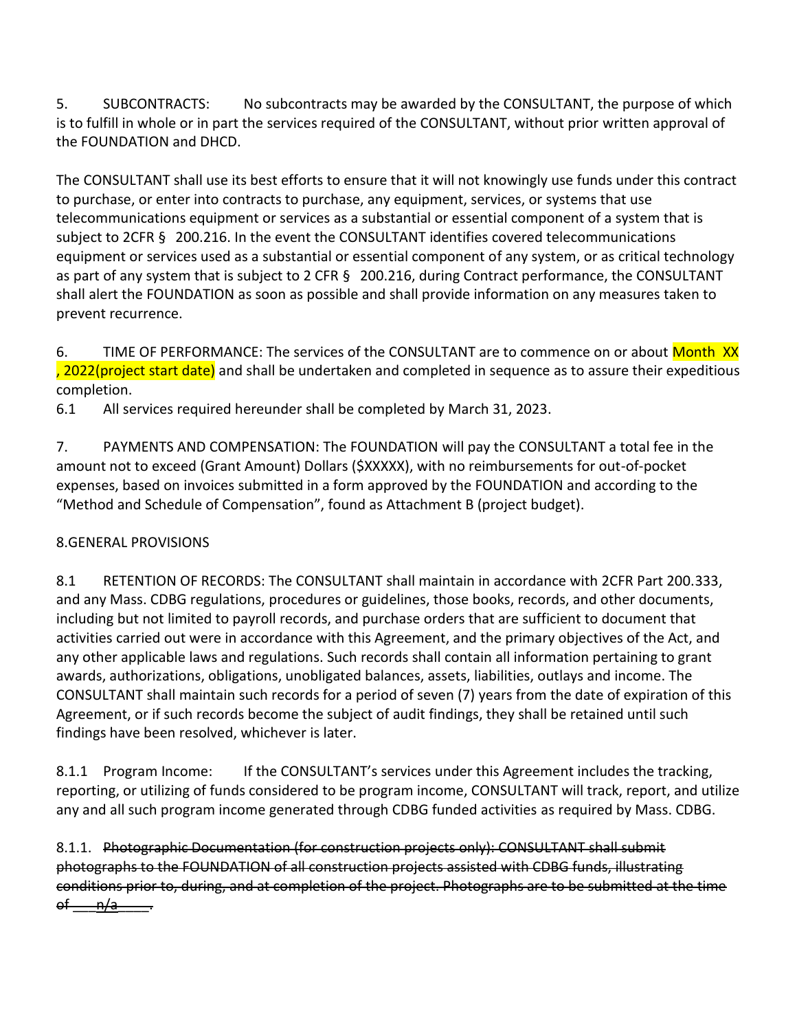5. SUBCONTRACTS: No subcontracts may be awarded by the CONSULTANT, the purpose of which is to fulfill in whole or in part the services required of the CONSULTANT, without prior written approval of the FOUNDATION and DHCD.

The CONSULTANT shall use its best efforts to ensure that it will not knowingly use funds under this contract to purchase, or enter into contracts to purchase, any equipment, services, or systems that use telecommunications equipment or services as a substantial or essential component of a system that is subject to 2CFR § 200.216. In the event the CONSULTANT identifies covered telecommunications equipment or services used as a substantial or essential component of any system, or as critical technology as part of any system that is subject to 2 CFR § 200.216, during Contract performance, the CONSULTANT shall alert the FOUNDATION as soon as possible and shall provide information on any measures taken to prevent recurrence.

6. TIME OF PERFORMANCE: The services of the CONSULTANT are to commence on or about Month XX , 2022(project start date) and shall be undertaken and completed in sequence as to assure their expeditious completion.

6.1 All services required hereunder shall be completed by March 31, 2023.

7. PAYMENTS AND COMPENSATION: The FOUNDATION will pay the CONSULTANT a total fee in the amount not to exceed (Grant Amount) Dollars ($XXXXX), with no reimbursements for out-of-pocket expenses, based on invoices submitted in a form approved by the FOUNDATION and according to the "Method and Schedule of Compensation", found as Attachment B (project budget).

8.GENERAL PROVISIONS

8.1 RETENTION OF RECORDS: The CONSULTANT shall maintain in accordance with 2CFR Part 200.333, and any Mass. CDBG regulations, procedures or guidelines, those books, records, and other documents, including but not limited to payroll records, and purchase orders that are sufficient to document that activities carried out were in accordance with this Agreement, and the primary objectives of the Act, and any other applicable laws and regulations. Such records shall contain all information pertaining to grant awards, authorizations, obligations, unobligated balances, assets, liabilities, outlays and income. The CONSULTANT shall maintain such records for a period of seven (7) years from the date of expiration of this Agreement, or if such records become the subject of audit findings, they shall be retained until such findings have been resolved, whichever is later.

8.1.1 Program Income: If the CONSULTANT's services under this Agreement includes the tracking, reporting, or utilizing of funds considered to be program income, CONSULTANT will track, report, and utilize any and all such program income generated through CDBG funded activities as required by Mass. CDBG.

8.1.1. ~~Photographic Documentation (for construction projects only): CONSULTANT shall submit photographs to the FOUNDATION of all construction projects assisted with CDBG funds, illustrating conditions prior to, during, and at completion of the project. Photographs are to be submitted at the time of \_\_\_n/a\_\_\_\_.~~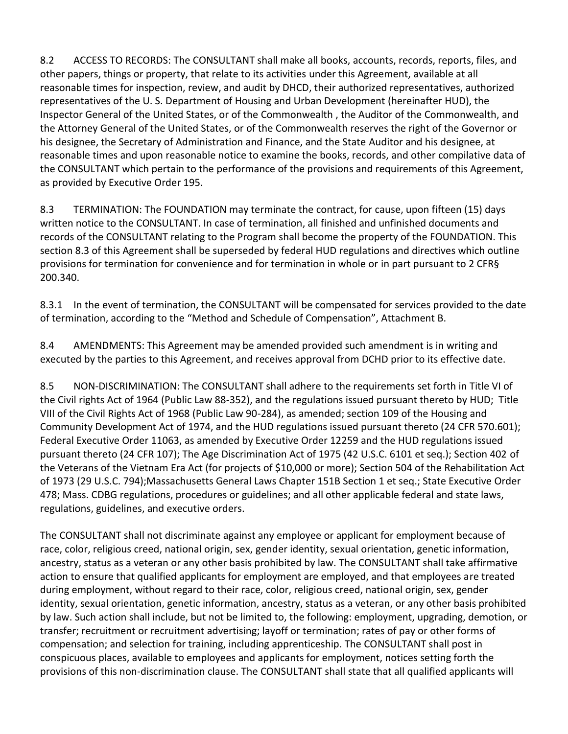8.2 ACCESS TO RECORDS: The CONSULTANT shall make all books, accounts, records, reports, files, and other papers, things or property, that relate to its activities under this Agreement, available at all reasonable times for inspection, review, and audit by DHCD, their authorized representatives, authorized representatives of the U. S. Department of Housing and Urban Development (hereinafter HUD), the Inspector General of the United States, or of the Commonwealth , the Auditor of the Commonwealth, and the Attorney General of the United States, or of the Commonwealth reserves the right of the Governor or his designee, the Secretary of Administration and Finance, and the State Auditor and his designee, at reasonable times and upon reasonable notice to examine the books, records, and other compilative data of the CONSULTANT which pertain to the performance of the provisions and requirements of this Agreement, as provided by Executive Order 195.

8.3 TERMINATION: The FOUNDATION may terminate the contract, for cause, upon fifteen (15) days written notice to the CONSULTANT. In case of termination, all finished and unfinished documents and records of the CONSULTANT relating to the Program shall become the property of the FOUNDATION. This section 8.3 of this Agreement shall be superseded by federal HUD regulations and directives which outline provisions for termination for convenience and for termination in whole or in part pursuant to 2 CFR§ 200.340.

8.3.1 In the event of termination, the CONSULTANT will be compensated for services provided to the date of termination, according to the "Method and Schedule of Compensation", Attachment B.

8.4 AMENDMENTS: This Agreement may be amended provided such amendment is in writing and executed by the parties to this Agreement, and receives approval from DCHD prior to its effective date.

8.5 NON-DISCRIMINATION: The CONSULTANT shall adhere to the requirements set forth in Title VI of the Civil rights Act of 1964 (Public Law 88-352), and the regulations issued pursuant thereto by HUD; Title VIII of the Civil Rights Act of 1968 (Public Law 90-284), as amended; section 109 of the Housing and Community Development Act of 1974, and the HUD regulations issued pursuant thereto (24 CFR 570.601); Federal Executive Order 11063, as amended by Executive Order 12259 and the HUD regulations issued pursuant thereto (24 CFR 107); The Age Discrimination Act of 1975 (42 U.S.C. 6101 et seq.); Section 402 of the Veterans of the Vietnam Era Act (for projects of $10,000 or more); Section 504 of the Rehabilitation Act of 1973 (29 U.S.C. 794);Massachusetts General Laws Chapter 151B Section 1 et seq.; State Executive Order 478; Mass. CDBG regulations, procedures or guidelines; and all other applicable federal and state laws, regulations, guidelines, and executive orders.

The CONSULTANT shall not discriminate against any employee or applicant for employment because of race, color, religious creed, national origin, sex, gender identity, sexual orientation, genetic information, ancestry, status as a veteran or any other basis prohibited by law. The CONSULTANT shall take affirmative action to ensure that qualified applicants for employment are employed, and that employees are treated during employment, without regard to their race, color, religious creed, national origin, sex, gender identity, sexual orientation, genetic information, ancestry, status as a veteran, or any other basis prohibited by law. Such action shall include, but not be limited to, the following: employment, upgrading, demotion, or transfer; recruitment or recruitment advertising; layoff or termination; rates of pay or other forms of compensation; and selection for training, including apprenticeship. The CONSULTANT shall post in conspicuous places, available to employees and applicants for employment, notices setting forth the provisions of this non-discrimination clause. The CONSULTANT shall state that all qualified applicants will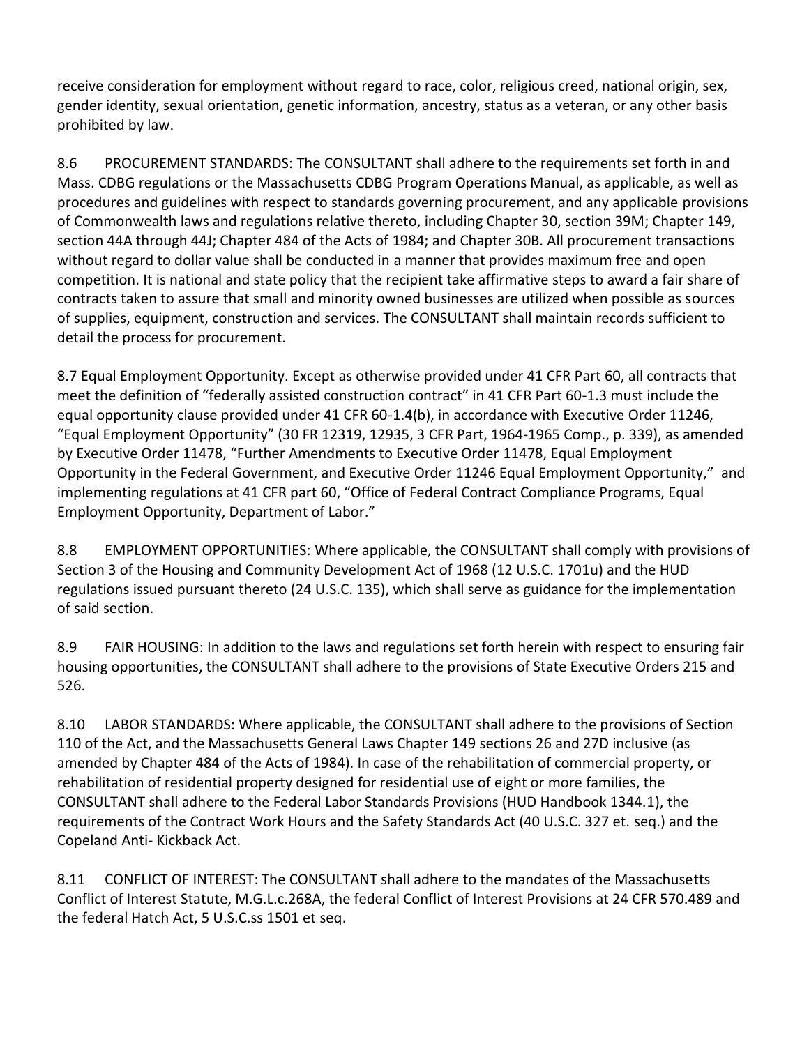receive consideration for employment without regard to race, color, religious creed, national origin, sex, gender identity, sexual orientation, genetic information, ancestry, status as a veteran, or any other basis prohibited by law.

8.6 PROCUREMENT STANDARDS: The CONSULTANT shall adhere to the requirements set forth in and Mass. CDBG regulations or the Massachusetts CDBG Program Operations Manual, as applicable, as well as procedures and guidelines with respect to standards governing procurement, and any applicable provisions of Commonwealth laws and regulations relative thereto, including Chapter 30, section 39M; Chapter 149, section 44A through 44J; Chapter 484 of the Acts of 1984; and Chapter 30B. All procurement transactions without regard to dollar value shall be conducted in a manner that provides maximum free and open competition. It is national and state policy that the recipient take affirmative steps to award a fair share of contracts taken to assure that small and minority owned businesses are utilized when possible as sources of supplies, equipment, construction and services. The CONSULTANT shall maintain records sufficient to detail the process for procurement.

8.7 Equal Employment Opportunity. Except as otherwise provided under 41 CFR Part 60, all contracts that meet the definition of "federally assisted construction contract" in 41 CFR Part 60-1.3 must include the equal opportunity clause provided under 41 CFR 60-1.4(b), in accordance with Executive Order 11246, "Equal Employment Opportunity" (30 FR 12319, 12935, 3 CFR Part, 1964-1965 Comp., p. 339), as amended by Executive Order 11478, "Further Amendments to Executive Order 11478, Equal Employment Opportunity in the Federal Government, and Executive Order 11246 Equal Employment Opportunity," and implementing regulations at 41 CFR part 60, "Office of Federal Contract Compliance Programs, Equal Employment Opportunity, Department of Labor."

8.8 EMPLOYMENT OPPORTUNITIES: Where applicable, the CONSULTANT shall comply with provisions of Section 3 of the Housing and Community Development Act of 1968 (12 U.S.C. 1701u) and the HUD regulations issued pursuant thereto (24 U.S.C. 135), which shall serve as guidance for the implementation of said section.

8.9 FAIR HOUSING: In addition to the laws and regulations set forth herein with respect to ensuring fair housing opportunities, the CONSULTANT shall adhere to the provisions of State Executive Orders 215 and 526.

8.10 LABOR STANDARDS: Where applicable, the CONSULTANT shall adhere to the provisions of Section 110 of the Act, and the Massachusetts General Laws Chapter 149 sections 26 and 27D inclusive (as amended by Chapter 484 of the Acts of 1984). In case of the rehabilitation of commercial property, or rehabilitation of residential property designed for residential use of eight or more families, the CONSULTANT shall adhere to the Federal Labor Standards Provisions (HUD Handbook 1344.1), the requirements of the Contract Work Hours and the Safety Standards Act (40 U.S.C. 327 et. seq.) and the Copeland Anti- Kickback Act.

8.11 CONFLICT OF INTEREST: The CONSULTANT shall adhere to the mandates of the Massachusetts Conflict of Interest Statute, M.G.L.c.268A, the federal Conflict of Interest Provisions at 24 CFR 570.489 and the federal Hatch Act, 5 U.S.C.ss 1501 et seq.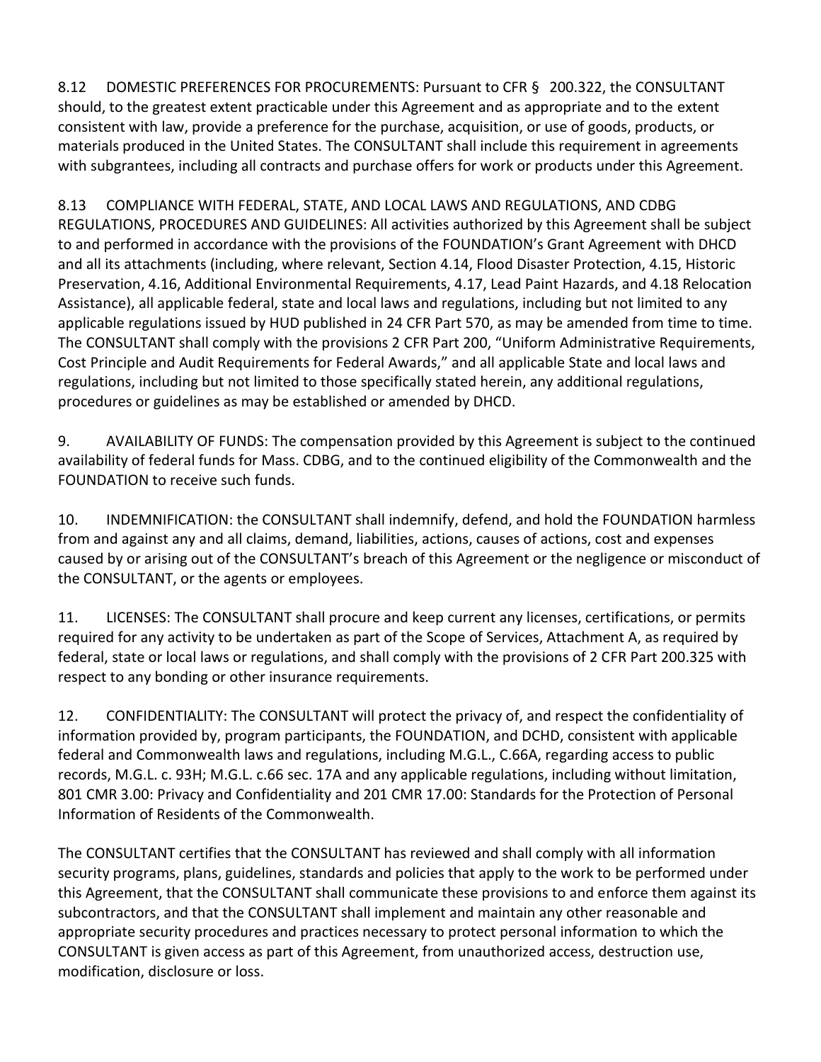8.12 DOMESTIC PREFERENCES FOR PROCUREMENTS: Pursuant to CFR § 200.322, the CONSULTANT should, to the greatest extent practicable under this Agreement and as appropriate and to the extent consistent with law, provide a preference for the purchase, acquisition, or use of goods, products, or materials produced in the United States. The CONSULTANT shall include this requirement in agreements with subgrantees, including all contracts and purchase offers for work or products under this Agreement.

8.13 COMPLIANCE WITH FEDERAL, STATE, AND LOCAL LAWS AND REGULATIONS, AND CDBG REGULATIONS, PROCEDURES AND GUIDELINES: All activities authorized by this Agreement shall be subject to and performed in accordance with the provisions of the FOUNDATION's Grant Agreement with DHCD and all its attachments (including, where relevant, Section 4.14, Flood Disaster Protection, 4.15, Historic Preservation, 4.16, Additional Environmental Requirements, 4.17, Lead Paint Hazards, and 4.18 Relocation Assistance), all applicable federal, state and local laws and regulations, including but not limited to any applicable regulations issued by HUD published in 24 CFR Part 570, as may be amended from time to time. The CONSULTANT shall comply with the provisions 2 CFR Part 200, "Uniform Administrative Requirements, Cost Principle and Audit Requirements for Federal Awards," and all applicable State and local laws and regulations, including but not limited to those specifically stated herein, any additional regulations, procedures or guidelines as may be established or amended by DHCD.

9. AVAILABILITY OF FUNDS: The compensation provided by this Agreement is subject to the continued availability of federal funds for Mass. CDBG, and to the continued eligibility of the Commonwealth and the FOUNDATION to receive such funds.

10. INDEMNIFICATION: the CONSULTANT shall indemnify, defend, and hold the FOUNDATION harmless from and against any and all claims, demand, liabilities, actions, causes of actions, cost and expenses caused by or arising out of the CONSULTANT's breach of this Agreement or the negligence or misconduct of the CONSULTANT, or the agents or employees.

11. LICENSES: The CONSULTANT shall procure and keep current any licenses, certifications, or permits required for any activity to be undertaken as part of the Scope of Services, Attachment A, as required by federal, state or local laws or regulations, and shall comply with the provisions of 2 CFR Part 200.325 with respect to any bonding or other insurance requirements.

12. CONFIDENTIALITY: The CONSULTANT will protect the privacy of, and respect the confidentiality of information provided by, program participants, the FOUNDATION, and DCHD, consistent with applicable federal and Commonwealth laws and regulations, including M.G.L., C.66A, regarding access to public records, M.G.L. c. 93H; M.G.L. c.66 sec. 17A and any applicable regulations, including without limitation, 801 CMR 3.00: Privacy and Confidentiality and 201 CMR 17.00: Standards for the Protection of Personal Information of Residents of the Commonwealth.

The CONSULTANT certifies that the CONSULTANT has reviewed and shall comply with all information security programs, plans, guidelines, standards and policies that apply to the work to be performed under this Agreement, that the CONSULTANT shall communicate these provisions to and enforce them against its subcontractors, and that the CONSULTANT shall implement and maintain any other reasonable and appropriate security procedures and practices necessary to protect personal information to which the CONSULTANT is given access as part of this Agreement, from unauthorized access, destruction use, modification, disclosure or loss.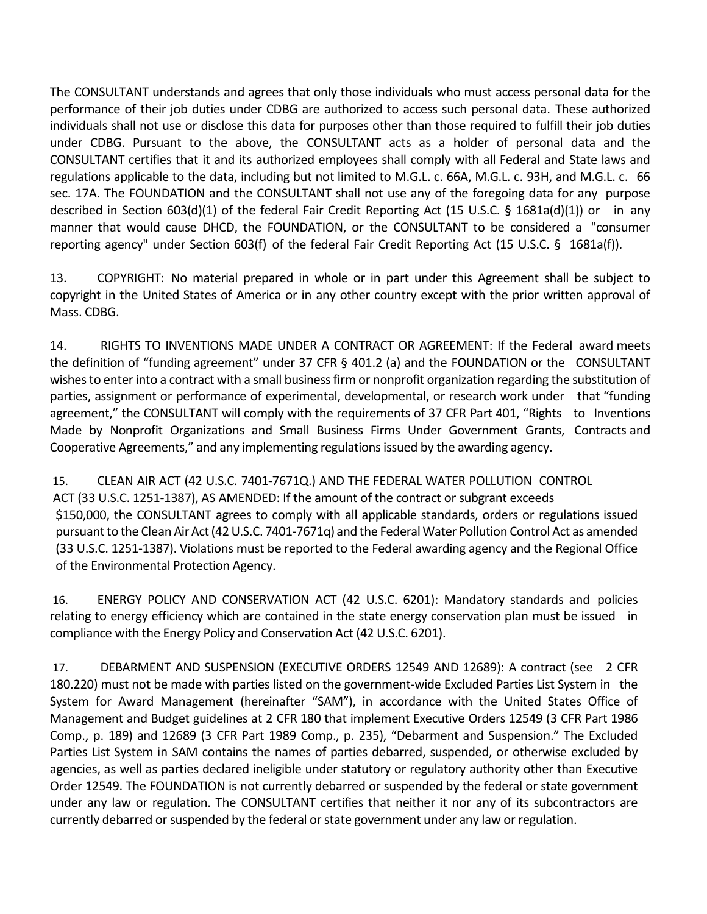The CONSULTANT understands and agrees that only those individuals who must access personal data for the performance of their job duties under CDBG are authorized to access such personal data. These authorized individuals shall not use or disclose this data for purposes other than those required to fulfill their job duties under CDBG. Pursuant to the above, the CONSULTANT acts as a holder of personal data and the CONSULTANT certifies that it and its authorized employees shall comply with all Federal and State laws and regulations applicable to the data, including but not limited to M.G.L. c. 66A, M.G.L. c. 93H, and M.G.L. c. 66 sec. 17A. The FOUNDATION and the CONSULTANT shall not use any of the foregoing data for any purpose described in Section 603(d)(1) of the federal Fair Credit Reporting Act (15 U.S.C. § 1681a(d)(1)) or in any manner that would cause DHCD, the FOUNDATION, or the CONSULTANT to be considered a "consumer reporting agency" under Section 603(f) of the federal Fair Credit Reporting Act (15 U.S.C. § 1681a(f)).

13. COPYRIGHT: No material prepared in whole or in part under this Agreement shall be subject to copyright in the United States of America or in any other country except with the prior written approval of Mass. CDBG.

14. RIGHTS TO INVENTIONS MADE UNDER A CONTRACT OR AGREEMENT: If the Federal award meets the definition of "funding agreement" under 37 CFR § 401.2 (a) and the FOUNDATION or the CONSULTANT wishes to enter into a contract with a small business firm or nonprofit organization regarding the substitution of parties, assignment or performance of experimental, developmental, or research work under that "funding agreement," the CONSULTANT will comply with the requirements of 37 CFR Part 401, "Rights to Inventions Made by Nonprofit Organizations and Small Business Firms Under Government Grants, Contracts and Cooperative Agreements," and any implementing regulations issued by the awarding agency.

15. CLEAN AIR ACT (42 U.S.C. 7401-7671Q.) AND THE FEDERAL WATER POLLUTION CONTROL ACT (33 U.S.C. 1251-1387), AS AMENDED: If the amount of the contract or subgrant exceeds $150,000, the CONSULTANT agrees to comply with all applicable standards, orders or regulations issued pursuant to the Clean Air Act (42 U.S.C. 7401-7671q) and the Federal Water Pollution Control Act as amended (33 U.S.C. 1251-1387). Violations must be reported to the Federal awarding agency and the Regional Office of the Environmental Protection Agency.

16. ENERGY POLICY AND CONSERVATION ACT (42 U.S.C. 6201): Mandatory standards and policies relating to energy efficiency which are contained in the state energy conservation plan must be issued in compliance with the Energy Policy and Conservation Act (42 U.S.C. 6201).

17. DEBARMENT AND SUSPENSION (EXECUTIVE ORDERS 12549 AND 12689): A contract (see 2 CFR 180.220) must not be made with parties listed on the government-wide Excluded Parties List System in the System for Award Management (hereinafter "SAM"), in accordance with the United States Office of Management and Budget guidelines at 2 CFR 180 that implement Executive Orders 12549 (3 CFR Part 1986 Comp., p. 189) and 12689 (3 CFR Part 1989 Comp., p. 235), "Debarment and Suspension." The Excluded Parties List System in SAM contains the names of parties debarred, suspended, or otherwise excluded by agencies, as well as parties declared ineligible under statutory or regulatory authority other than Executive Order 12549. The FOUNDATION is not currently debarred or suspended by the federal or state government under any law or regulation. The CONSULTANT certifies that neither it nor any of its subcontractors are currently debarred or suspended by the federal or state government under any law or regulation.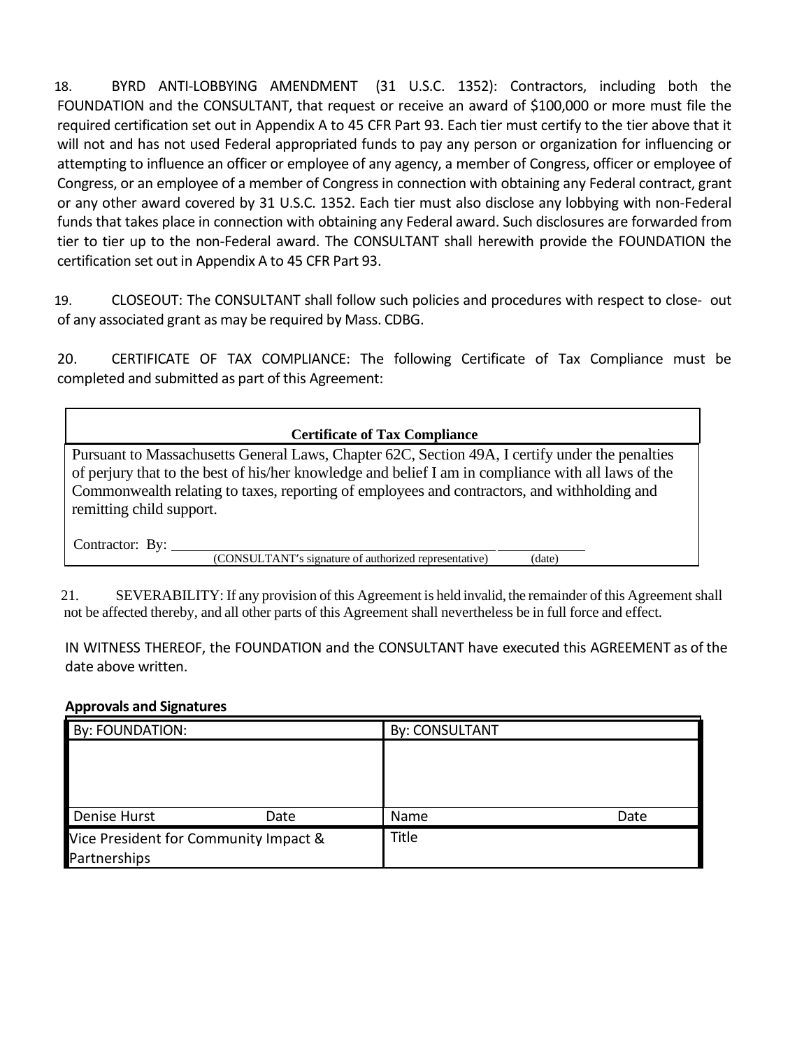18. BYRD ANTI-LOBBYING AMENDMENT (31 U.S.C. 1352): Contractors, including both the FOUNDATION and the CONSULTANT, that request or receive an award of $100,000 or more must file the required certification set out in Appendix A to 45 CFR Part 93. Each tier must certify to the tier above that it will not and has not used Federal appropriated funds to pay any person or organization for influencing or attempting to influence an officer or employee of any agency, a member of Congress, officer or employee of Congress, or an employee of a member of Congress in connection with obtaining any Federal contract, grant or any other award covered by 31 U.S.C. 1352. Each tier must also disclose any lobbying with non-Federal funds that takes place in connection with obtaining any Federal award. Such disclosures are forwarded from tier to tier up to the non-Federal award. The CONSULTANT shall herewith provide the FOUNDATION the certification set out in Appendix A to 45 CFR Part 93.

19. CLOSEOUT: The CONSULTANT shall follow such policies and procedures with respect to close- out of any associated grant as may be required by Mass. CDBG.

20. CERTIFICATE OF TAX COMPLIANCE: The following Certificate of Tax Compliance must be completed and submitted as part of this Agreement:

| Certificate of Tax Compliance |
| --- |
| Pursuant to Massachusetts General Laws, Chapter 62C, Section 49A, I certify under the penalties of perjury that to the best of his/her knowledge and belief I am in compliance with all laws of the Commonwealth relating to taxes, reporting of employees and contractors, and withholding and remitting child support.<br><br>Contractor: By: ______________________________ __________<br>(CONSULTANT's signature of authorized representative) (date) |

21. SEVERABILITY: If any provision of this Agreement is held invalid, the remainder of this Agreement shall not be affected thereby, and all other parts of this Agreement shall nevertheless be in full force and effect.

IN WITNESS THEREOF, the FOUNDATION and the CONSULTANT have executed this AGREEMENT as of the date above written.

**Approvals and Signatures**

| By: FOUNDATION: | | By: CONSULTANT | |
| --- | --- | --- | --- |
| | | | |
| Denise Hurst | Date | Name | Date |
| Vice President for Community Impact & Partnerships | | Title | |